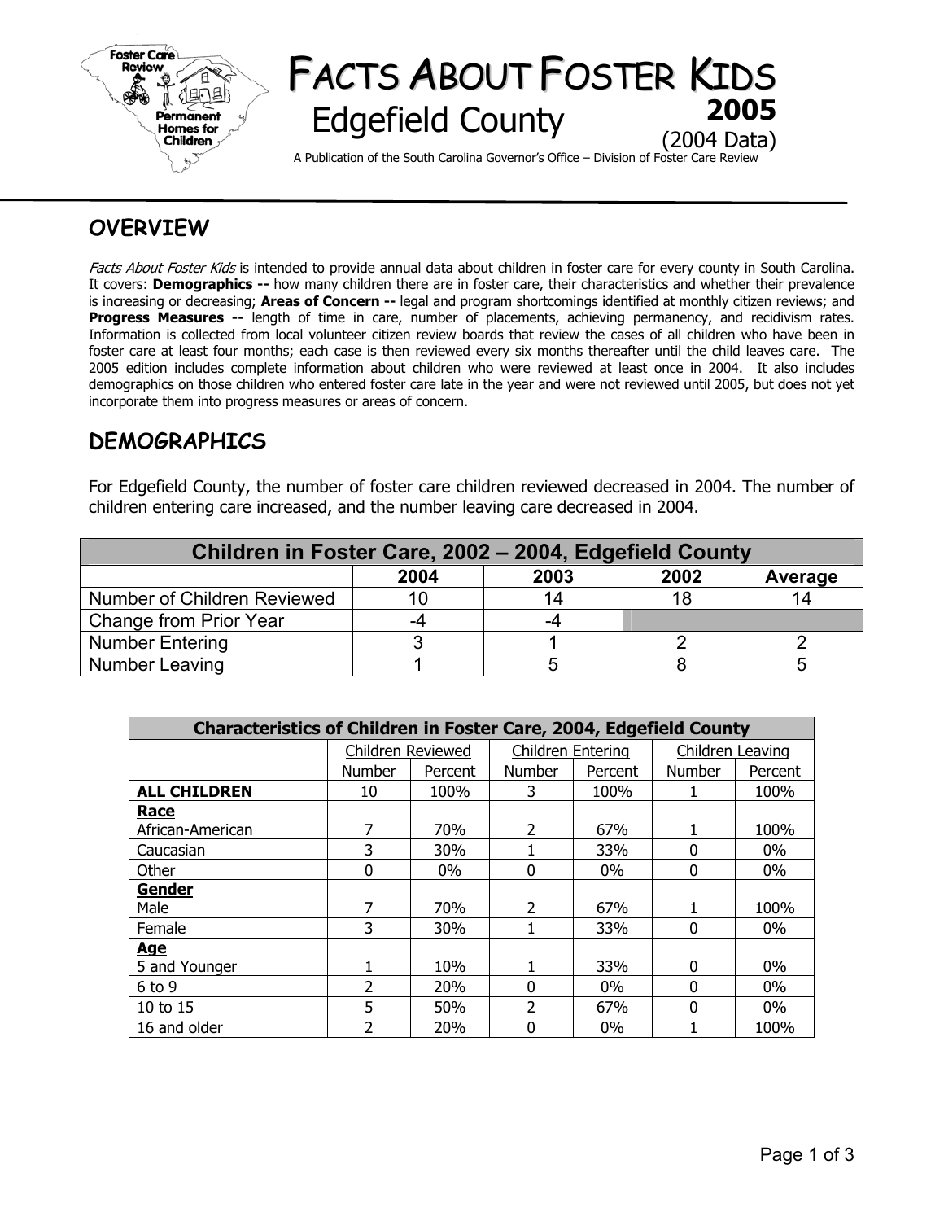# FACTS ABOUT FOSTER KIDS

## Edgefield County

**2005**

(2004 Data)

A Publication of the South Carolina Governor's Office – Division of Foster Care Review

## OVERVIEW

*Facts About Foster Kids* is intended to provide annual data about children in foster care for every county in South Carolina. It covers: **Demographics --** how many children there are in foster care, their characteristics and whether their prevalence is increasing or decreasing; **Areas of Concern --** legal and program shortcomings identified at monthly citizen reviews; and **Progress Measures --** length of time in care, number of placements, achieving permanency, and recidivism rates. Information is collected from local volunteer citizen review boards that review the cases of all children who have been in foster care at least four months; each case is then reviewed every six months thereafter until the child leaves care. The 2005 edition includes complete information about children who were reviewed at least once in 2004. It also includes demographics on those children who entered foster care late in the year and were not reviewed until 2005, but does not yet incorporate them into progress measures or areas of concern.

## DEMOGRAPHICS

For Edgefield County, the number of foster care children reviewed decreased in 2004. The number of children entering care increased, and the number leaving care decreased in 2004.

| Children in Foster Care, 2002 – 2004, Edgefield County | | | | |
|---|---|---|---|---|
| | 2004 | 2003 | 2002 | Average |
| Number of Children Reviewed | 10 | 14 | 18 | 14 |
| Change from Prior Year | -4 | -4 | | |
| Number Entering | 3 | 1 | 2 | 2 |
| Number Leaving | 1 | 5 | 8 | 5 |

| Characteristics of Children in Foster Care, 2004, Edgefield County | | | | | | |
|---|---|---|---|---|---|---|
| | Children Reviewed | | Children Entering | | Children Leaving | |
| | Number | Percent | Number | Percent | Number | Percent |
| **ALL CHILDREN** | 10 | 100% | 3 | 100% | 1 | 100% |
| **Race** | | | | | | |
| African-American | 7 | 70% | 2 | 67% | 1 | 100% |
| Caucasian | 3 | 30% | 1 | 33% | 0 | 0% |
| Other | 0 | 0% | 0 | 0% | 0 | 0% |
| **Gender** | | | | | | |
| Male | 7 | 70% | 2 | 67% | 1 | 100% |
| Female | 3 | 30% | 1 | 33% | 0 | 0% |
| **Age** | | | | | | |
| 5 and Younger | 1 | 10% | 1 | 33% | 0 | 0% |
| 6 to 9 | 2 | 20% | 0 | 0% | 0 | 0% |
| 10 to 15 | 5 | 50% | 2 | 67% | 0 | 0% |
| 16 and older | 2 | 20% | 0 | 0% | 1 | 100% |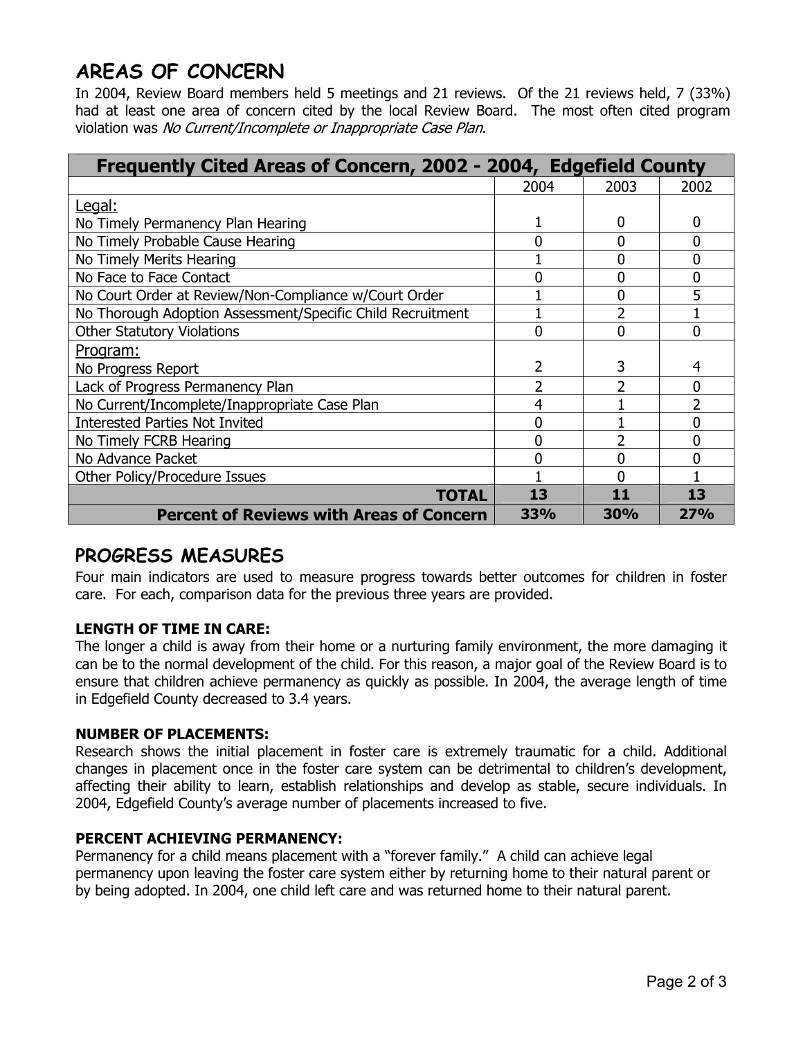## AREAS OF CONCERN

In 2004, Review Board members held 5 meetings and 21 reviews. Of the 21 reviews held, 7 (33%) had at least one area of concern cited by the local Review Board. The most often cited program violation was *No Current/Incomplete or Inappropriate Case Plan*.

| Frequently Cited Areas of Concern, 2002 - 2004, Edgefield County | | | |
|---|---|---|---|
| | 2004 | 2003 | 2002 |
| Legal: | | | |
| No Timely Permanency Plan Hearing | 1 | 0 | 0 |
| No Timely Probable Cause Hearing | 0 | 0 | 0 |
| No Timely Merits Hearing | 1 | 0 | 0 |
| No Face to Face Contact | 0 | 0 | 0 |
| No Court Order at Review/Non-Compliance w/Court Order | 1 | 0 | 5 |
| No Thorough Adoption Assessment/Specific Child Recruitment | 1 | 2 | 1 |
| Other Statutory Violations | 0 | 0 | 0 |
| Program: | | | |
| No Progress Report | 2 | 3 | 4 |
| Lack of Progress Permanency Plan | 2 | 2 | 0 |
| No Current/Incomplete/Inappropriate Case Plan | 4 | 1 | 2 |
| Interested Parties Not Invited | 0 | 1 | 0 |
| No Timely FCRB Hearing | 0 | 2 | 0 |
| No Advance Packet | 0 | 0 | 0 |
| Other Policy/Procedure Issues | 1 | 0 | 1 |
| **TOTAL** | **13** | **11** | **13** |
| **Percent of Reviews with Areas of Concern** | **33%** | **30%** | **27%** |

## PROGRESS MEASURES

Four main indicators are used to measure progress towards better outcomes for children in foster care. For each, comparison data for the previous three years are provided.

**LENGTH OF TIME IN CARE:**

The longer a child is away from their home or a nurturing family environment, the more damaging it can be to the normal development of the child. For this reason, a major goal of the Review Board is to ensure that children achieve permanency as quickly as possible. In 2004, the average length of time in Edgefield County decreased to 3.4 years.

**NUMBER OF PLACEMENTS:**

Research shows the initial placement in foster care is extremely traumatic for a child. Additional changes in placement once in the foster care system can be detrimental to children's development, affecting their ability to learn, establish relationships and develop as stable, secure individuals. In 2004, Edgefield County's average number of placements increased to five.

**PERCENT ACHIEVING PERMANENCY:**

Permanency for a child means placement with a "forever family." A child can achieve legal permanency upon leaving the foster care system either by returning home to their natural parent or by being adopted. In 2004, one child left care and was returned home to their natural parent.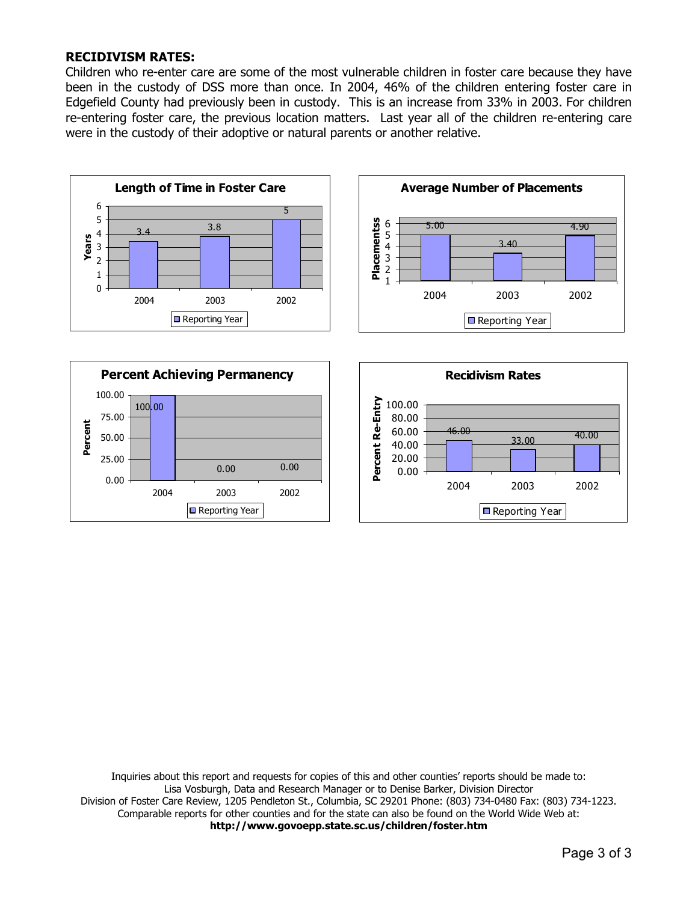**RECIDIVISM RATES:**

Children who re-enter care are some of the most vulnerable children in foster care because they have been in the custody of DSS more than once. In 2004, 46% of the children entering foster care in Edgefield County had previously been in custody. This is an increase from 33% in 2003. For children re-entering foster care, the previous location matters. Last year all of the children re-entering care were in the custody of their adoptive or natural parents or another relative.

**Length of Time in Foster Care**

Years

0 1 2 3 4 5 6

3.4 3.8 5

2004 2003 2002

Reporting Year

**Average Number of Placements**

Placementss

1 2 3 4 5 6

5.00 3.40 4.90

2004 2003 2002

Reporting Year

**Percent Achieving Permanency**

Percent

0.00 25.00 50.00 75.00 100.00

100.00 0.00 0.00

2004 2003 2002

Reporting Year

**Recidivism Rates**

Percent Re-Entry

0.00 20.00 40.00 60.00 80.00 100.00

46.00 33.00 40.00

2004 2003 2002

Reporting Year

Inquiries about this report and requests for copies of this and other counties' reports should be made to:
Lisa Vosburgh, Data and Research Manager or to Denise Barker, Division Director
Division of Foster Care Review, 1205 Pendleton St., Columbia, SC 29201 Phone: (803) 734-0480 Fax: (803) 734-1223.
Comparable reports for other counties and for the state can also be found on the World Wide Web at:
**http://www.govoepp.state.sc.us/children/foster.htm**